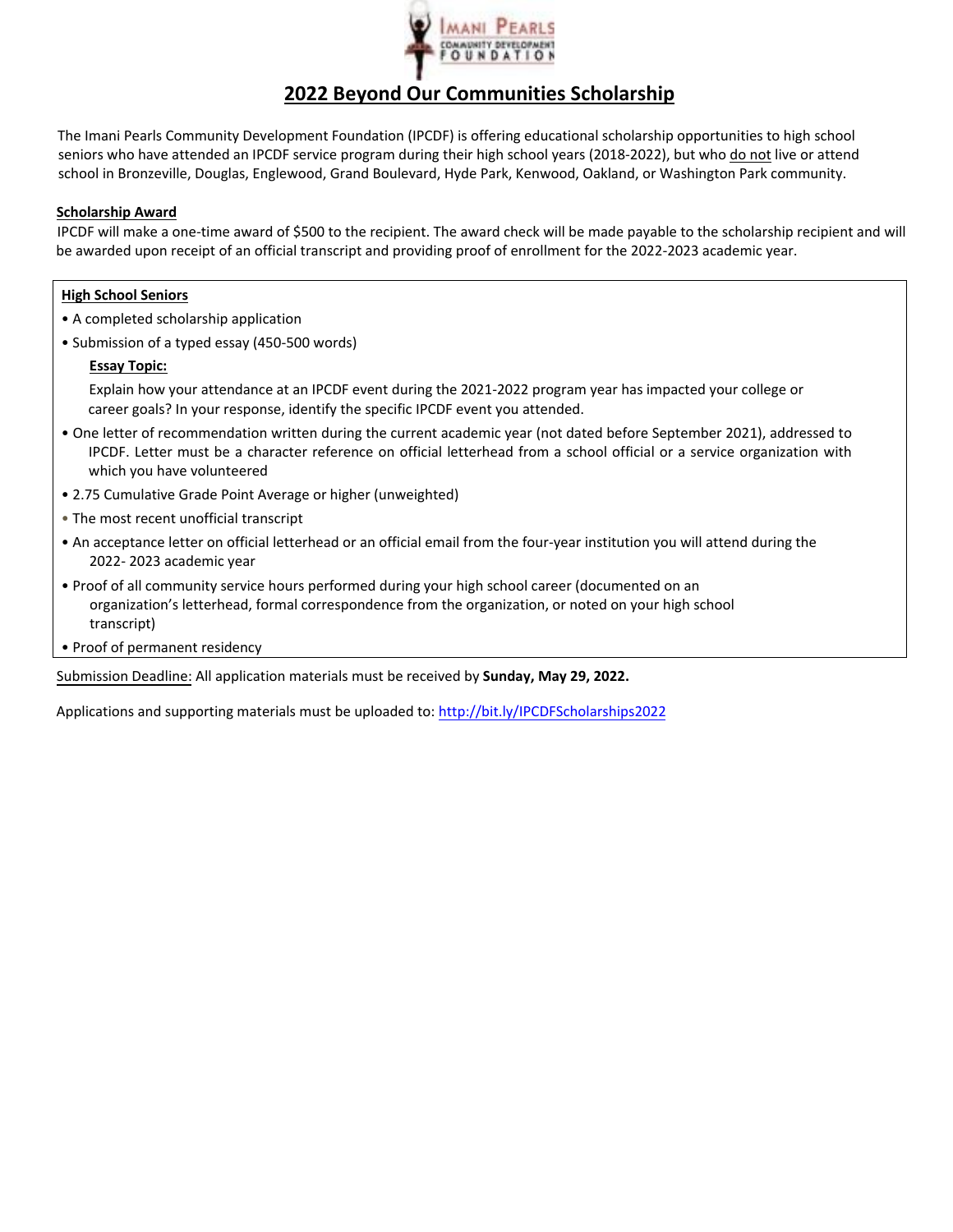# 2022 Beyond Our Communities Scholarship

The Imani Pearls Community Development Foundation (IPCDF) is offering educational scholarship opportunities to high school seniors who have attended an IPCDF service program during their high school years (2018-2022), but who do not live or attend school in Bronzeville, Douglas, Englewood, Grand Boulevard, Hyde Park, Kenwood, Oakland, or Washington Park community.

## Scholarship Award

IPCDF will make a one-time award of $500 to the recipient. The award check will be made payable to the scholarship recipient and will be awarded upon receipt of an official transcript and providing proof of enrollment for the 2022-2023 academic year.

### High School Seniors

- A completed scholarship application
- Submission of a typed essay (450-500 words)

  **Essay Topic:**

  Explain how your attendance at an IPCDF event during the 2021-2022 program year has impacted your college or career goals? In your response, identify the specific IPCDF event you attended.
- One letter of recommendation written during the current academic year (not dated before September 2021), addressed to IPCDF. Letter must be a character reference on official letterhead from a school official or a service organization with which you have volunteered
- 2.75 Cumulative Grade Point Average or higher (unweighted)
- The most recent unofficial transcript
- An acceptance letter on official letterhead or an official email from the four-year institution you will attend during the 2022- 2023 academic year
- Proof of all community service hours performed during your high school career (documented on an organization's letterhead, formal correspondence from the organization, or noted on your high school transcript)
- Proof of permanent residency

Submission Deadline: All application materials must be received by **Sunday, May 29, 2022.**

Applications and supporting materials must be uploaded to: http://bit.ly/IPCDFScholarships2022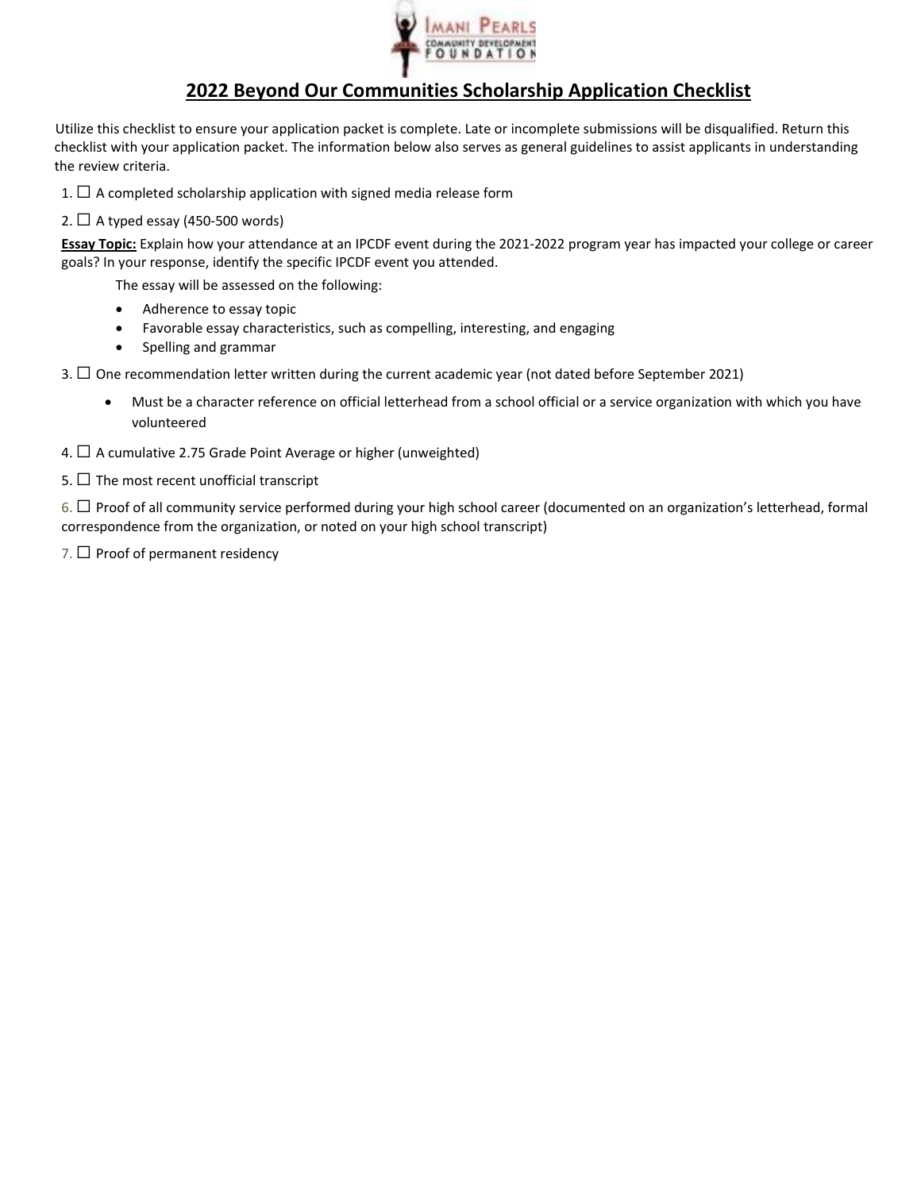## 2022 Beyond Our Communities Scholarship Application Checklist

Utilize this checklist to ensure your application packet is complete. Late or incomplete submissions will be disqualified. Return this checklist with your application packet. The information below also serves as general guidelines to assist applicants in understanding the review criteria.

1. ☐ A completed scholarship application with signed media release form
2. ☐ A typed essay (450-500 words)

   **Essay Topic:** Explain how your attendance at an IPCDF event during the 2021-2022 program year has impacted your college or career goals? In your response, identify the specific IPCDF event you attended.

   The essay will be assessed on the following:

   - Adherence to essay topic
   - Favorable essay characteristics, such as compelling, interesting, and engaging
   - Spelling and grammar

3. ☐ One recommendation letter written during the current academic year (not dated before September 2021)
   - Must be a character reference on official letterhead from a school official or a service organization with which you have volunteered
4. ☐ A cumulative 2.75 Grade Point Average or higher (unweighted)
5. ☐ The most recent unofficial transcript
6. ☐ Proof of all community service performed during your high school career (documented on an organization's letterhead, formal correspondence from the organization, or noted on your high school transcript)
7. ☐ Proof of permanent residency